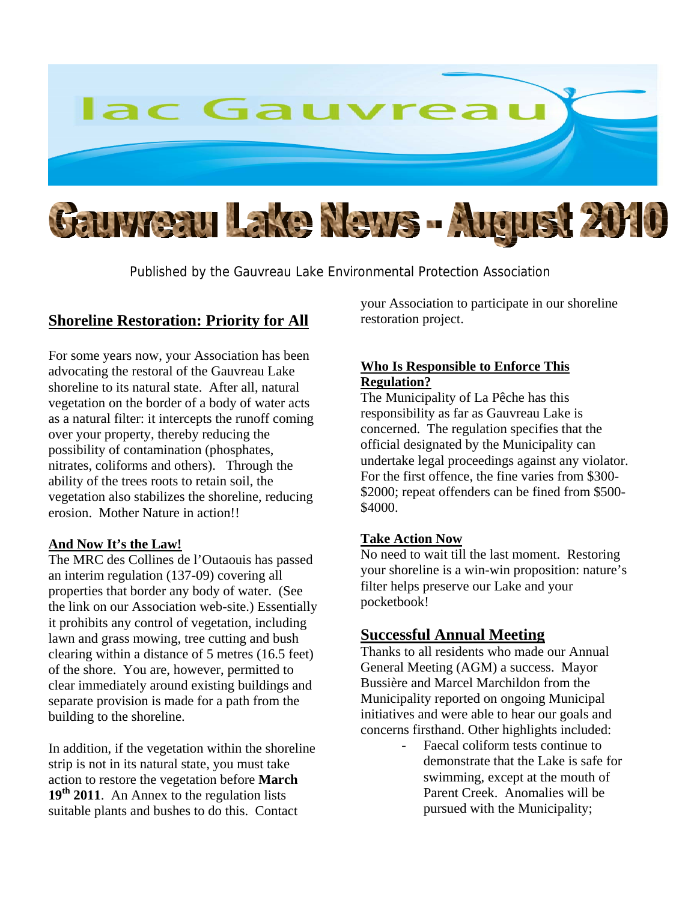lac Gauvreau

# Gauvreau Lake News - August 2010

Published by the Gauvreau Lake Environmental Protection Association

## Shoreline Restoration: Priority for All

For some years now, your Association has been advocating the restoral of the Gauvreau Lake shoreline to its natural state. After all, natural vegetation on the border of a body of water acts as a natural filter: it intercepts the runoff coming over your property, thereby reducing the possibility of contamination (phosphates, nitrates, coliforms and others). Through the ability of the trees roots to retain soil, the vegetation also stabilizes the shoreline, reducing erosion. Mother Nature in action!!

### And Now It's the Law!

The MRC des Collines de l'Outaouais has passed an interim regulation (137-09) covering all properties that border any body of water. (See the link on our Association web-site.) Essentially it prohibits any control of vegetation, including lawn and grass mowing, tree cutting and bush clearing within a distance of 5 metres (16.5 feet) of the shore. You are, however, permitted to clear immediately around existing buildings and separate provision is made for a path from the building to the shoreline.

In addition, if the vegetation within the shoreline strip is not in its natural state, you must take action to restore the vegetation before **March 19th 2011**. An Annex to the regulation lists suitable plants and bushes to do this. Contact your Association to participate in our shoreline restoration project.

### Who Is Responsible to Enforce This Regulation?

The Municipality of La Pêche has this responsibility as far as Gauvreau Lake is concerned. The regulation specifies that the official designated by the Municipality can undertake legal proceedings against any violator. For the first offence, the fine varies from $300-$2000; repeat offenders can be fined from $500-$4000.

### Take Action Now

No need to wait till the last moment. Restoring your shoreline is a win-win proposition: nature's filter helps preserve our Lake and your pocketbook!

## Successful Annual Meeting

Thanks to all residents who made our Annual General Meeting (AGM) a success. Mayor Bussière and Marcel Marchildon from the Municipality reported on ongoing Municipal initiatives and were able to hear our goals and concerns firsthand. Other highlights included:

- Faecal coliform tests continue to demonstrate that the Lake is safe for swimming, except at the mouth of Parent Creek. Anomalies will be pursued with the Municipality;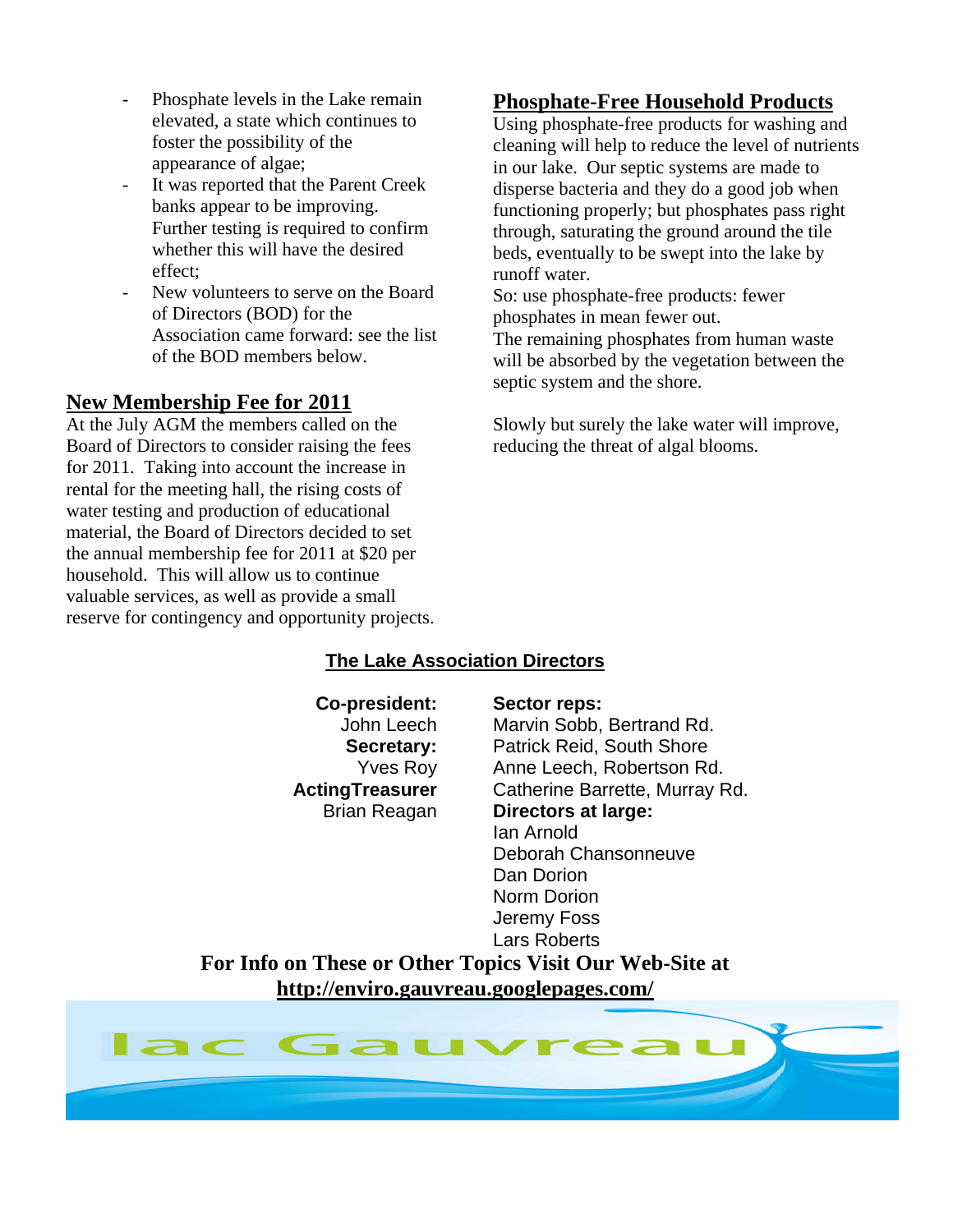- Phosphate levels in the Lake remain elevated, a state which continues to foster the possibility of the appearance of algae;
- It was reported that the Parent Creek banks appear to be improving. Further testing is required to confirm whether this will have the desired effect;
- New volunteers to serve on the Board of Directors (BOD) for the Association came forward: see the list of the BOD members below.

## New Membership Fee for 2011

At the July AGM the members called on the Board of Directors to consider raising the fees for 2011. Taking into account the increase in rental for the meeting hall, the rising costs of water testing and production of educational material, the Board of Directors decided to set the annual membership fee for 2011 at $20 per household. This will allow us to continue valuable services, as well as provide a small reserve for contingency and opportunity projects.

## Phosphate-Free Household Products

Using phosphate-free products for washing and cleaning will help to reduce the level of nutrients in our lake. Our septic systems are made to disperse bacteria and they do a good job when functioning properly; but phosphates pass right through, saturating the ground around the tile beds, eventually to be swept into the lake by runoff water.

So: use phosphate-free products: fewer phosphates in mean fewer out.

The remaining phosphates from human waste will be absorbed by the vegetation between the septic system and the shore.

Slowly but surely the lake water will improve, reducing the threat of algal blooms.

## The Lake Association Directors

**Co-president:**
John Leech

**Secretary:**
Yves Roy

**ActingTreasurer**
Brian Reagan

**Sector reps:**
Marvin Sobb, Bertrand Rd.
Patrick Reid, South Shore
Anne Leech, Robertson Rd.
Catherine Barrette, Murray Rd.

**Directors at large:**
Ian Arnold
Deborah Chansonneuve
Dan Dorion
Norm Dorion
Jeremy Foss
Lars Roberts

**For Info on These or Other Topics Visit Our Web-Site at**
**http://enviro.gauvreau.googlepages.com/**

lac Gauvreau